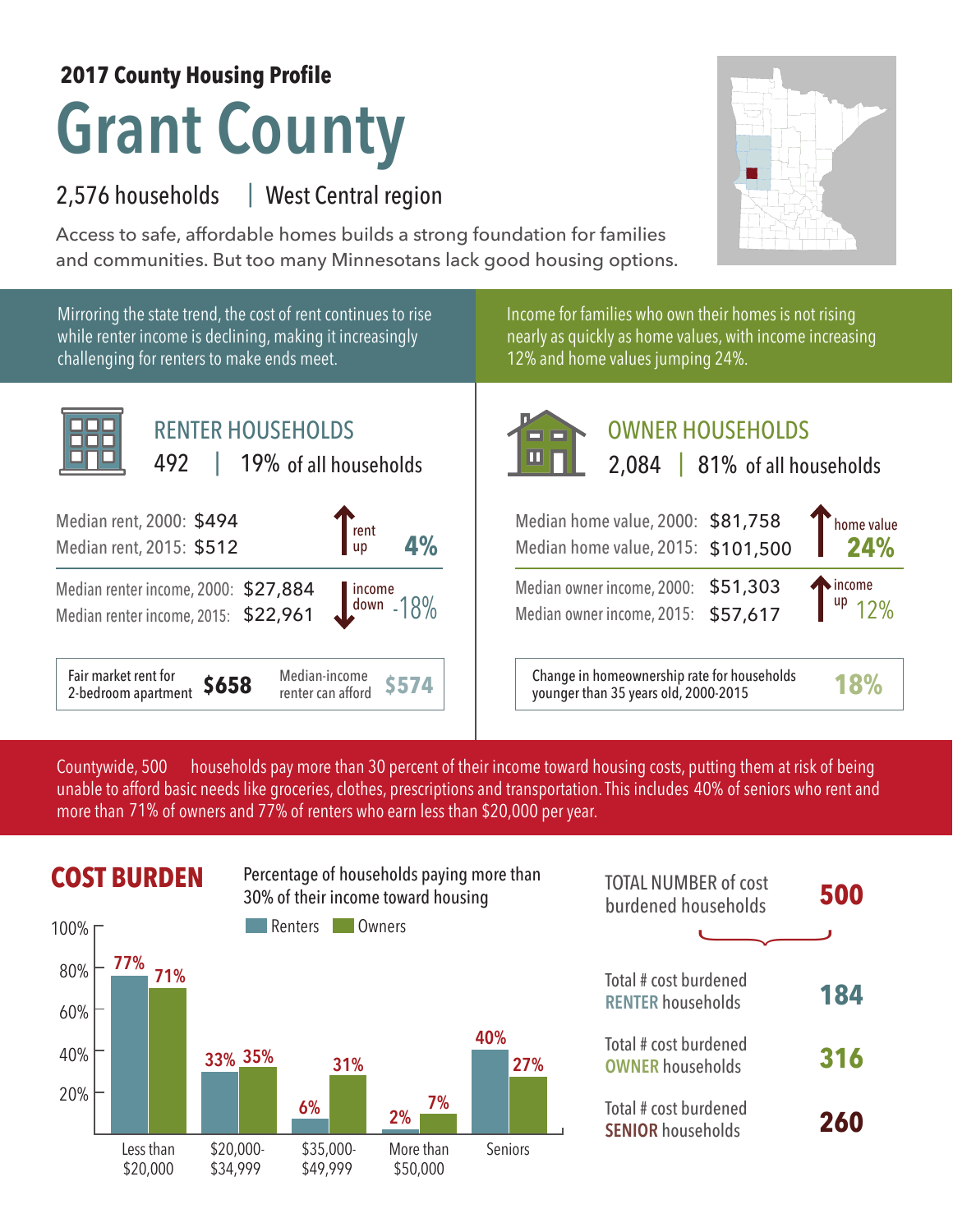**2017 County Housing Profile**

# Grant County

2,576 households | West Central region

Access to safe, affordable homes builds a strong foundation for families and communities. But too many Minnesotans lack good housing options.

Mirroring the state trend, the cost of rent continues to rise while renter income is declining, making it increasingly challenging for renters to make ends meet.

## RENTER HOUSEHOLDS

492 | 19% of all households

Median rent, 2000: $494
Median rent, 2015: $512

rent up **4%**

Median renter income, 2000: $27,884
Median renter income, 2015: $22,961

income down -18%

| Fair market rent for 2-bedroom apartment | **$658** | Median-income renter can afford | **$574** |
|---|---|---|---|

Income for families who own their homes is not rising nearly as quickly as home values, with income increasing 12% and home values jumping 24%.

## OWNER HOUSEHOLDS

2,084 | 81% of all households

Median home value, 2000: $81,758
Median home value, 2015: $101,500

home value **24%**

Median owner income, 2000: $51,303
Median owner income, 2015: $57,617

income up 12%

| Change in homeownership rate for households younger than 35 years old, 2000-2015 | **18%** |
|---|---|

Countywide, 500 households pay more than 30 percent of their income toward housing costs, putting them at risk of being unable to afford basic needs like groceries, clothes, prescriptions and transportation. This includes 40% of seniors who rent and more than 71% of owners and 77% of renters who earn less than $20,000 per year.

## COST BURDEN

Percentage of households paying more than 30% of their income toward housing

| | Renters | Owners |
|---|---|---|
| Less than $20,000 | 77% | 71% |
| $20,000-$34,999 | 33% | 35% |
| $35,000-$49,999 | 6% | 31% |
| More than $50,000 | 2% | 7% |
| Seniors | 40% | 27% |

TOTAL NUMBER of cost burdened households: **500**

Total # cost burdened RENTER households: **184**

Total # cost burdened OWNER households: **316**

Total # cost burdened SENIOR households: **260**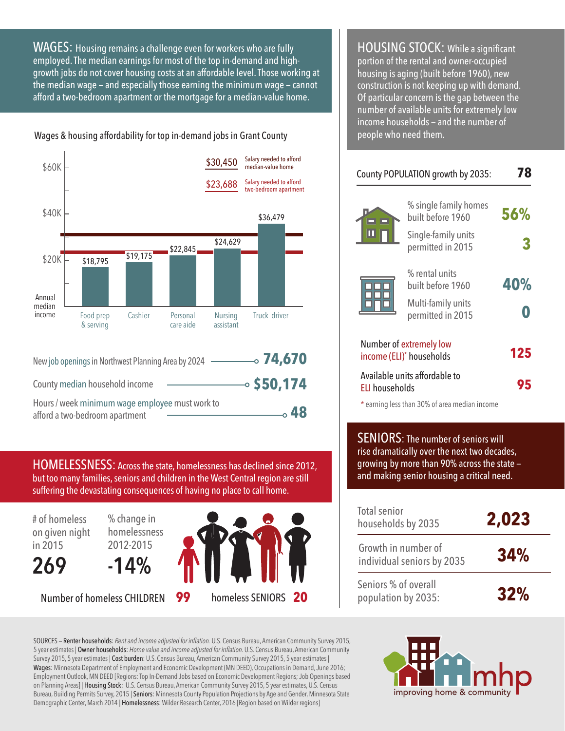## WAGES: Housing remains a challenge even for workers who are fully employed. The median earnings for most of the top in-demand and high-growth jobs do not cover housing costs at an affordable level. Those working at the median wage – and especially those earning the minimum wage – cannot afford a two-bedroom apartment or the mortgage for a median-value home.

Wages & housing affordability for top in-demand jobs in Grant County

$30,450 Salary needed to afford median-value home

$23,688 Salary needed to afford two-bedroom apartment

$60K
$40K
$20K

Annual median income

$18,795 Food prep & serving

$19,175 Cashier

$22,845 Personal care aide

$24,629 Nursing assistant

$36,479 Truck driver

New job openings in Northwest Planning Area by 2024 — **74,670**

County median household income — **$50,174**

Hours / week minimum wage employee must work to afford a two-bedroom apartment — **48**

## HOMELESSNESS: Across the state, homelessness has declined since 2012, but too many families, seniors and children in the West Central region are still suffering the devastating consequences of having no place to call home.

# of homeless on given night in 2015 **269**

% change in homelessness 2012-2015 **-14%**

Number of homeless CHILDREN **99**

homeless SENIORS **20**

## HOUSING STOCK: While a significant portion of the rental and owner-occupied housing is aging (built before 1960), new construction is not keeping up with demand. Of particular concern is the gap between the number of available units for extremely low income households – and the number of people who need them.

| | |
|---|---|
| County POPULATION growth by 2035: | **78** |
| % single family homes built before 1960 | **56%** |
| Single-family units permitted in 2015 | **3** |
| % rental units built before 1960 | **40%** |
| Multi-family units permitted in 2015 | **0** |
| Number of extremely low income (ELI)* households | **125** |
| Available units affordable to ELI households | **95** |

* earning less than 30% of area median income

## SENIORS: The number of seniors will rise dramatically over the next two decades, growing by more than 90% across the state – and making senior housing a critical need.

| | |
|---|---|
| Total senior households by 2035 | **2,023** |
| Growth in number of individual seniors by 2035 | **34%** |
| Seniors % of overall population by 2035: | **32%** |

SOURCES – **Renter households**: *Rent and income adjusted for inflation.* U.S. Census Bureau, American Community Survey 2015, 5 year estimates | **Owner households**: *Home value and income adjusted for inflation.* U.S. Census Bureau, American Community Survey 2015, 5 year estimates | **Cost burden**: U.S. Census Bureau, American Community Survey 2015, 5 year estimates | **Wages**: Minnesota Department of Employment and Economic Development (MN DEED), Occupations in Demand, June 2016; Employment Outlook, MN DEED [Regions: Top In-Demand Jobs based on Economic Development Regions; Job Openings based on Planning Areas] | **Housing Stock**: U.S. Census Bureau, American Community Survey 2015, 5 year estimates, U.S. Census Bureau, Building Permits Survey, 2015 | **Seniors**: Minnesota County Population Projections by Age and Gender, Minnesota State Demographic Center, March 2014 | **Homelessness**: Wilder Research Center, 2016 [Region based on Wilder regions]

mhp improving home & community